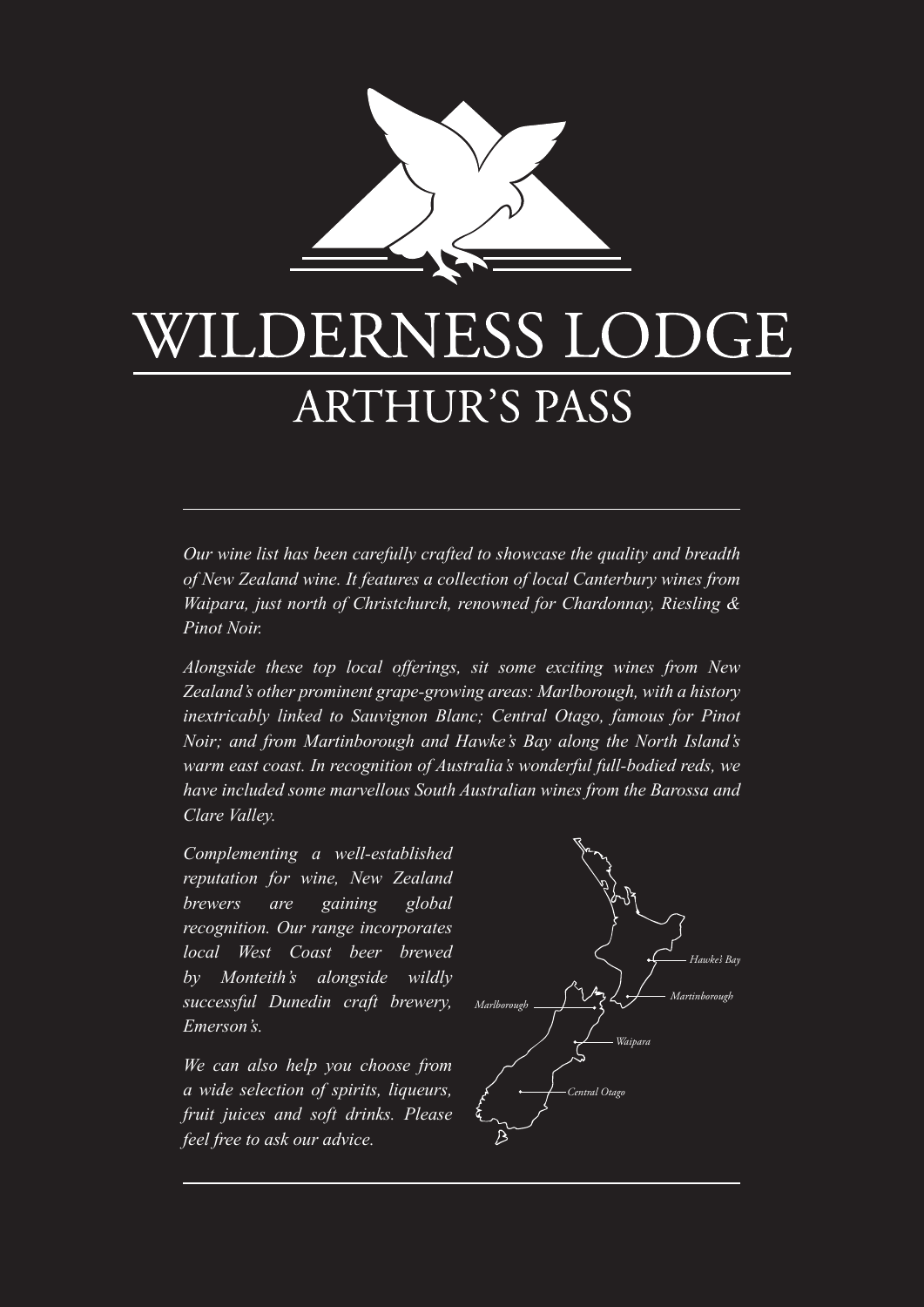# WILDERNESS LODGE

## ARTHUR'S PASS

*Our wine list has been carefully crafted to showcase the quality and breadth of New Zealand wine. It features a collection of local Canterbury wines from Waipara, just north of Christchurch, renowned for Chardonnay, Riesling & Pinot Noir.*

*Alongside these top local offerings, sit some exciting wines from New Zealand's other prominent grape-growing areas: Marlborough, with a history inextricably linked to Sauvignon Blanc; Central Otago, famous for Pinot Noir; and from Martinborough and Hawke's Bay along the North Island's warm east coast. In recognition of Australia's wonderful full-bodied reds, we have included some marvellous South Australian wines from the Barossa and Clare Valley.*

*Complementing a well-established reputation for wine, New Zealand brewers are gaining global recognition. Our range incorporates local West Coast beer brewed by Monteith's alongside wildly successful Dunedin craft brewery, Emerson's.*

*We can also help you choose from a wide selection of spirits, liqueurs, fruit juices and soft drinks. Please feel free to ask our advice.*

*Hawke's Bay*

*Martinborough*

*Marlborough*

*Waipara*

*Central Otago*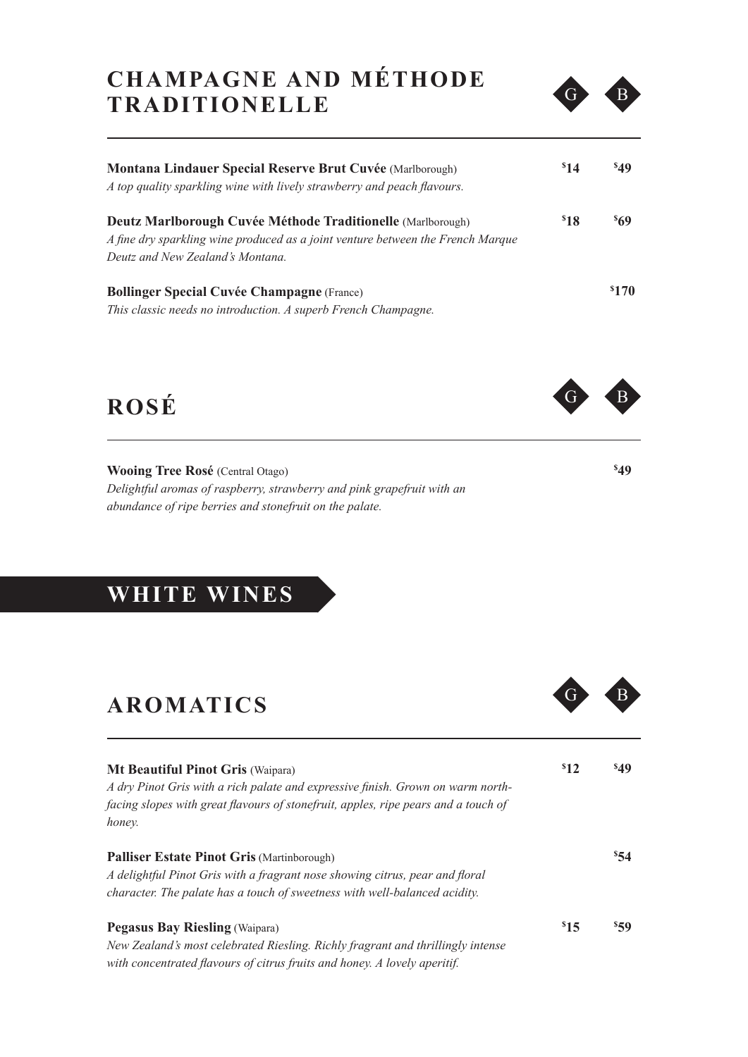## CHAMPAGNE AND MÉTHODE TRADITIONELLE

| | G | B |
|---|---|---|
| **Montana Lindauer Special Reserve Brut Cuvée** (Marlborough)<br>*A top quality sparkling wine with lively strawberry and peach flavours.* | $14 | $49 |
| **Deutz Marlborough Cuvée Méthode Traditionelle** (Marlborough)<br>*A fine dry sparkling wine produced as a joint venture between the French Marque Deutz and New Zealand's Montana.* | $18 | $69 |
| **Bollinger Special Cuvée Champagne** (France)<br>*This classic needs no introduction. A superb French Champagne.* | | $170 |

## ROSÉ

| | G | B |
|---|---|---|
| **Wooing Tree Rosé** (Central Otago)<br>*Delightful aromas of raspberry, strawberry and pink grapefruit with an abundance of ripe berries and stonefruit on the palate.* | | $49 |

# WHITE WINES

## AROMATICS

| | G | B |
|---|---|---|
| **Mt Beautiful Pinot Gris** (Waipara)<br>*A dry Pinot Gris with a rich palate and expressive finish. Grown on warm north-facing slopes with great flavours of stonefruit, apples, ripe pears and a touch of honey.* | $12 | $49 |
| **Palliser Estate Pinot Gris** (Martinborough)<br>*A delightful Pinot Gris with a fragrant nose showing citrus, pear and floral character. The palate has a touch of sweetness with well-balanced acidity.* | | $54 |
| **Pegasus Bay Riesling** (Waipara)<br>*New Zealand's most celebrated Riesling. Richly fragrant and thrillingly intense with concentrated flavours of citrus fruits and honey. A lovely aperitif.* | $15 | $59 |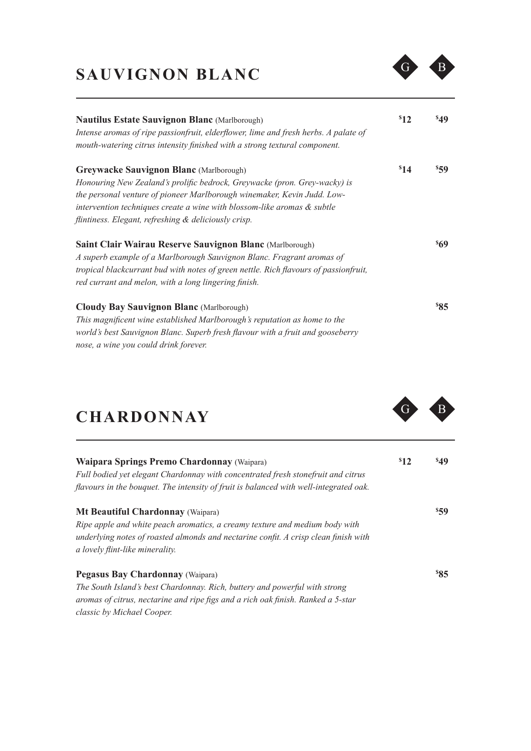## SAUVIGNON BLANC

| | G | B |
|---|---|---|
| **Nautilus Estate Sauvignon Blanc** (Marlborough)<br>*Intense aromas of ripe passionfruit, elderflower, lime and fresh herbs. A palate of mouth-watering citrus intensity finished with a strong textural component.* | $12 | $49 |
| **Greywacke Sauvignon Blanc** (Marlborough)<br>*Honouring New Zealand's prolific bedrock, Greywacke (pron. Grey-wacky) is the personal venture of pioneer Marlborough winemaker, Kevin Judd. Low-intervention techniques create a wine with blossom-like aromas & subtle flintiness. Elegant, refreshing & deliciously crisp.* | $14 | $59 |
| **Saint Clair Wairau Reserve Sauvignon Blanc** (Marlborough)<br>*A superb example of a Marlborough Sauvignon Blanc. Fragrant aromas of tropical blackcurrant bud with notes of green nettle. Rich flavours of passionfruit, red currant and melon, with a long lingering finish.* | | $69 |
| **Cloudy Bay Sauvignon Blanc** (Marlborough)<br>*This magnificent wine established Marlborough's reputation as home to the world's best Sauvignon Blanc. Superb fresh flavour with a fruit and gooseberry nose, a wine you could drink forever.* | | $85 |

## CHARDONNAY

| | G | B |
|---|---|---|
| **Waipara Springs Premo Chardonnay** (Waipara)<br>*Full bodied yet elegant Chardonnay with concentrated fresh stonefruit and citrus flavours in the bouquet. The intensity of fruit is balanced with well-integrated oak.* | $12 | $49 |
| **Mt Beautiful Chardonnay** (Waipara)<br>*Ripe apple and white peach aromatics, a creamy texture and medium body with underlying notes of roasted almonds and nectarine confit. A crisp clean finish with a lovely flint-like minerality.* | | $59 |
| **Pegasus Bay Chardonnay** (Waipara)<br>*The South Island's best Chardonnay. Rich, buttery and powerful with strong aromas of citrus, nectarine and ripe figs and a rich oak finish. Ranked a 5-star classic by Michael Cooper.* | | $85 |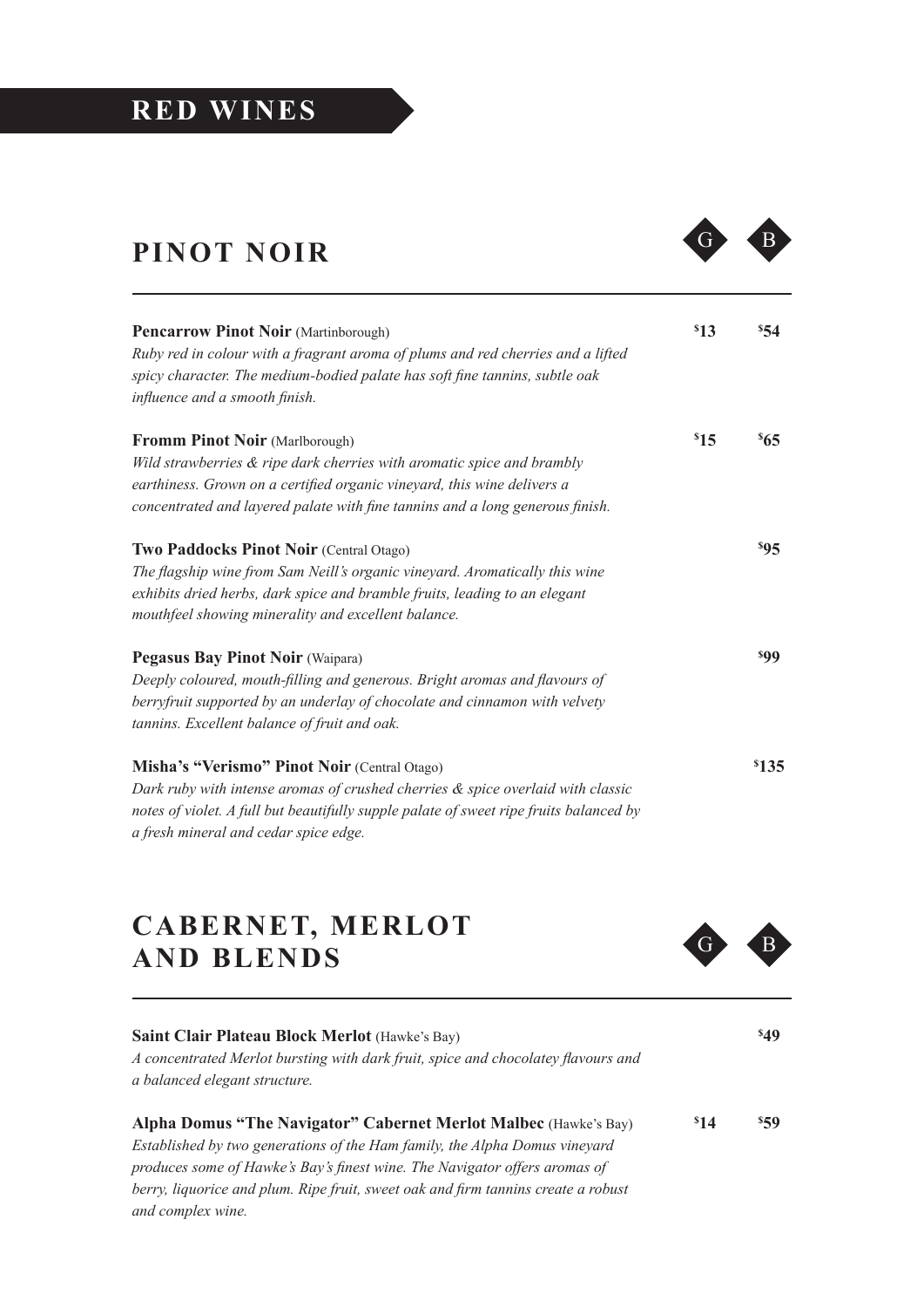# RED WINES

## PINOT NOIR

G | B

**Pencarrow Pinot Noir** (Martinborough) — $13 | $54
*Ruby red in colour with a fragrant aroma of plums and red cherries and a lifted spicy character. The medium-bodied palate has soft fine tannins, subtle oak influence and a smooth finish.*

**Fromm Pinot Noir** (Marlborough) — $15 | $65
*Wild strawberries & ripe dark cherries with aromatic spice and brambly earthiness. Grown on a certified organic vineyard, this wine delivers a concentrated and layered palate with fine tannins and a long generous finish.*

**Two Paddocks Pinot Noir** (Central Otago) — $95
*The flagship wine from Sam Neill's organic vineyard. Aromatically this wine exhibits dried herbs, dark spice and bramble fruits, leading to an elegant mouthfeel showing minerality and excellent balance.*

**Pegasus Bay Pinot Noir** (Waipara) — $99
*Deeply coloured, mouth-filling and generous. Bright aromas and flavours of berryfruit supported by an underlay of chocolate and cinnamon with velvety tannins. Excellent balance of fruit and oak.*

**Misha's "Verismo" Pinot Noir** (Central Otago) — $135
*Dark ruby with intense aromas of crushed cherries & spice overlaid with classic notes of violet. A full but beautifully supple palate of sweet ripe fruits balanced by a fresh mineral and cedar spice edge.*

## CABERNET, MERLOT AND BLENDS

G | B

**Saint Clair Plateau Block Merlot** (Hawke's Bay) — $49
*A concentrated Merlot bursting with dark fruit, spice and chocolatey flavours and a balanced elegant structure.*

**Alpha Domus "The Navigator" Cabernet Merlot Malbec** (Hawke's Bay) — $14 | $59
*Established by two generations of the Ham family, the Alpha Domus vineyard produces some of Hawke's Bay's finest wine. The Navigator offers aromas of berry, liquorice and plum. Ripe fruit, sweet oak and firm tannins create a robust and complex wine.*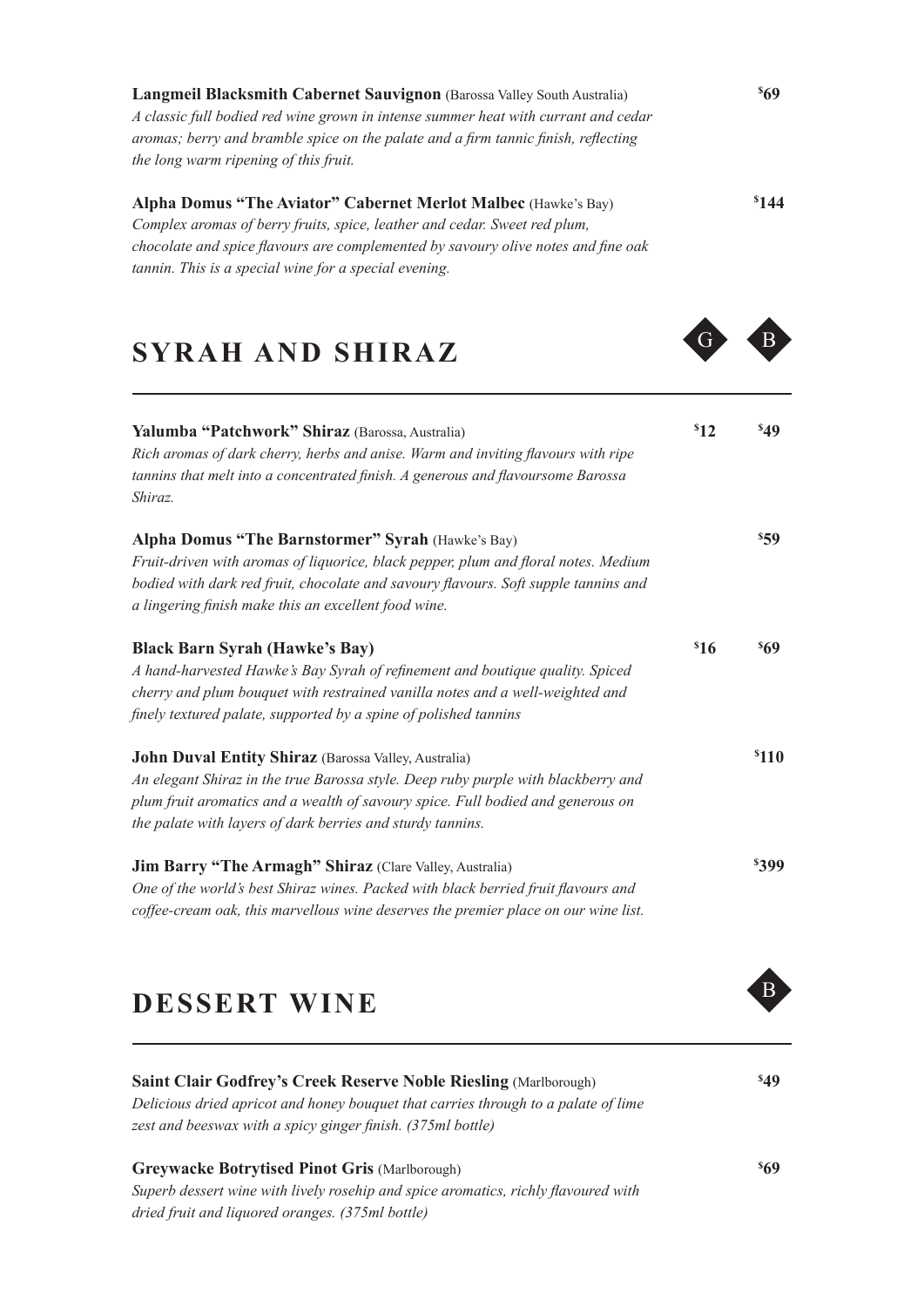**Langmeil Blacksmith Cabernet Sauvignon** (Barossa Valley South Australia) — $69

*A classic full bodied red wine grown in intense summer heat with currant and cedar aromas; berry and bramble spice on the palate and a firm tannic finish, reflecting the long warm ripening of this fruit.*

**Alpha Domus "The Aviator" Cabernet Merlot Malbec** (Hawke's Bay) — $144

*Complex aromas of berry fruits, spice, leather and cedar. Sweet red plum, chocolate and spice flavours are complemented by savoury olive notes and fine oak tannin. This is a special wine for a special evening.*

## SYRAH AND SHIRAZ

| | G | B |
|---|---|---|
| **Yalumba "Patchwork" Shiraz** (Barossa, Australia)<br>*Rich aromas of dark cherry, herbs and anise. Warm and inviting flavours with ripe tannins that melt into a concentrated finish. A generous and flavoursome Barossa Shiraz.* | $12 | $49 |
| **Alpha Domus "The Barnstormer" Syrah** (Hawke's Bay)<br>*Fruit-driven with aromas of liquorice, black pepper, plum and floral notes. Medium bodied with dark red fruit, chocolate and savoury flavours. Soft supple tannins and a lingering finish make this an excellent food wine.* | | $59 |
| **Black Barn Syrah (Hawke's Bay)**<br>*A hand-harvested Hawke's Bay Syrah of refinement and boutique quality. Spiced cherry and plum bouquet with restrained vanilla notes and a well-weighted and finely textured palate, supported by a spine of polished tannins* | $16 | $69 |
| **John Duval Entity Shiraz** (Barossa Valley, Australia)<br>*An elegant Shiraz in the true Barossa style. Deep ruby purple with blackberry and plum fruit aromatics and a wealth of savoury spice. Full bodied and generous on the palate with layers of dark berries and sturdy tannins.* | | $110 |
| **Jim Barry "The Armagh" Shiraz** (Clare Valley, Australia)<br>*One of the world's best Shiraz wines. Packed with black berried fruit flavours and coffee-cream oak, this marvellous wine deserves the premier place on our wine list.* | | $399 |

## DESSERT WINE

| | B |
|---|---|
| **Saint Clair Godfrey's Creek Reserve Noble Riesling** (Marlborough)<br>*Delicious dried apricot and honey bouquet that carries through to a palate of lime zest and beeswax with a spicy ginger finish. (375ml bottle)* | $49 |
| **Greywacke Botrytised Pinot Gris** (Marlborough)<br>*Superb dessert wine with lively rosehip and spice aromatics, richly flavoured with dried fruit and liquored oranges. (375ml bottle)* | $69 |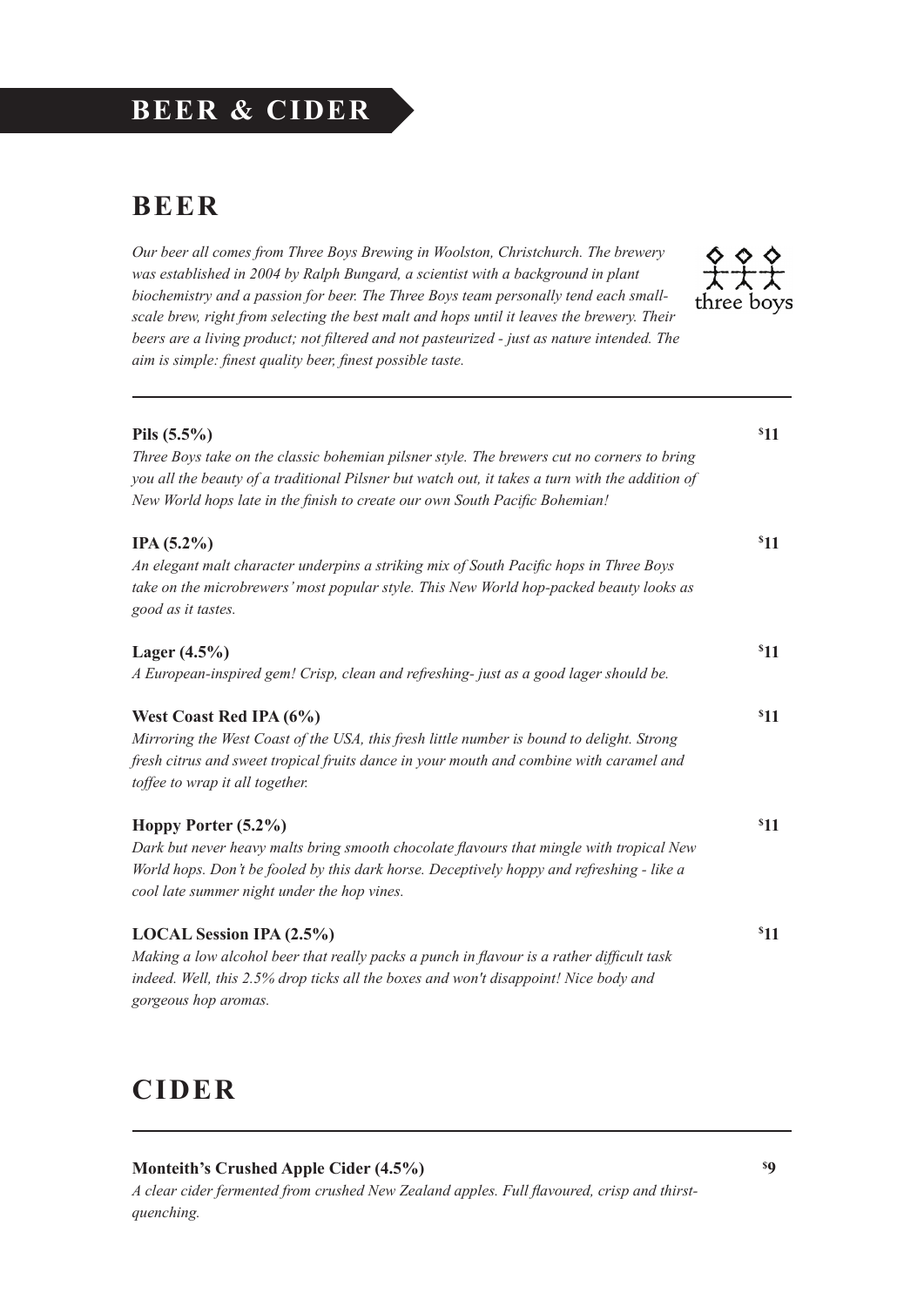# BEER & CIDER

## BEER

*Our beer all comes from Three Boys Brewing in Woolston, Christchurch. The brewery was established in 2004 by Ralph Bungard, a scientist with a background in plant biochemistry and a passion for beer. The Three Boys team personally tend each small-scale brew, right from selecting the best malt and hops until it leaves the brewery. Their beers are a living product; not filtered and not pasteurized - just as nature intended. The aim is simple: finest quality beer, finest possible taste.*

three boys

---

**Pils (5.5%)** **$11**
*Three Boys take on the classic bohemian pilsner style. The brewers cut no corners to bring you all the beauty of a traditional Pilsner but watch out, it takes a turn with the addition of New World hops late in the finish to create our own South Pacific Bohemian!*

**IPA (5.2%)** **$11**
*An elegant malt character underpins a striking mix of South Pacific hops in Three Boys take on the microbrewers' most popular style. This New World hop-packed beauty looks as good as it tastes.*

**Lager (4.5%)** **$11**
*A European-inspired gem! Crisp, clean and refreshing- just as a good lager should be.*

**West Coast Red IPA (6%)** **$11**
*Mirroring the West Coast of the USA, this fresh little number is bound to delight. Strong fresh citrus and sweet tropical fruits dance in your mouth and combine with caramel and toffee to wrap it all together.*

**Hoppy Porter (5.2%)** **$11**
*Dark but never heavy malts bring smooth chocolate flavours that mingle with tropical New World hops. Don't be fooled by this dark horse. Deceptively hoppy and refreshing - like a cool late summer night under the hop vines.*

**LOCAL Session IPA (2.5%)** **$11**
*Making a low alcohol beer that really packs a punch in flavour is a rather difficult task indeed. Well, this 2.5% drop ticks all the boxes and won't disappoint! Nice body and gorgeous hop aromas.*

## CIDER

---

**Monteith's Crushed Apple Cider (4.5%)** **$9**
*A clear cider fermented from crushed New Zealand apples. Full flavoured, crisp and thirst-quenching.*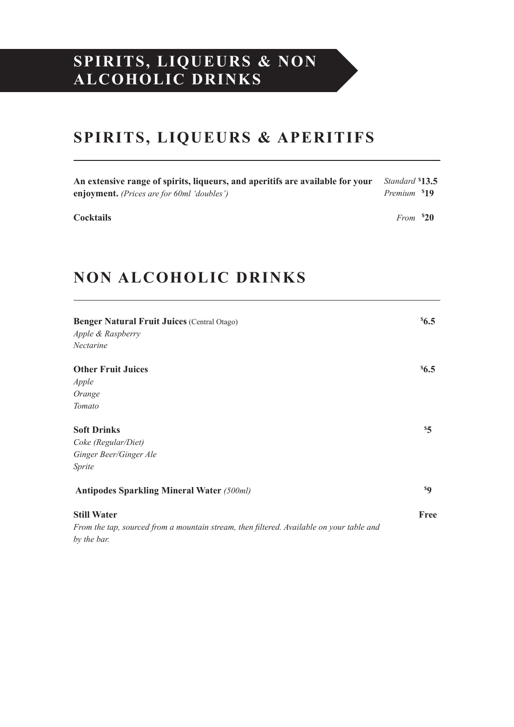# SPIRITS, LIQUEURS & NON ALCOHOLIC DRINKS

## SPIRITS, LIQUEURS & APERITIFS

**An extensive range of spirits, liqueurs, and aperitifs are available for your enjoyment.** *(Prices are for 60ml 'doubles')*

*Standard* **$13.5**
*Premium* **$19**

**Cocktails** — *From* **$20**

## NON ALCOHOLIC DRINKS

**Benger Natural Fruit Juices** (Central Otago) — **$6.5**
*Apple & Raspberry*
*Nectarine*

**Other Fruit Juices** — **$6.5**
*Apple*
*Orange*
*Tomato*

**Soft Drinks** — **$5**
*Coke (Regular/Diet)*
*Ginger Beer/Ginger Ale*
*Sprite*

**Antipodes Sparkling Mineral Water** *(500ml)* — **$9**

**Still Water** — **Free**
*From the tap, sourced from a mountain stream, then filtered. Available on your table and by the bar.*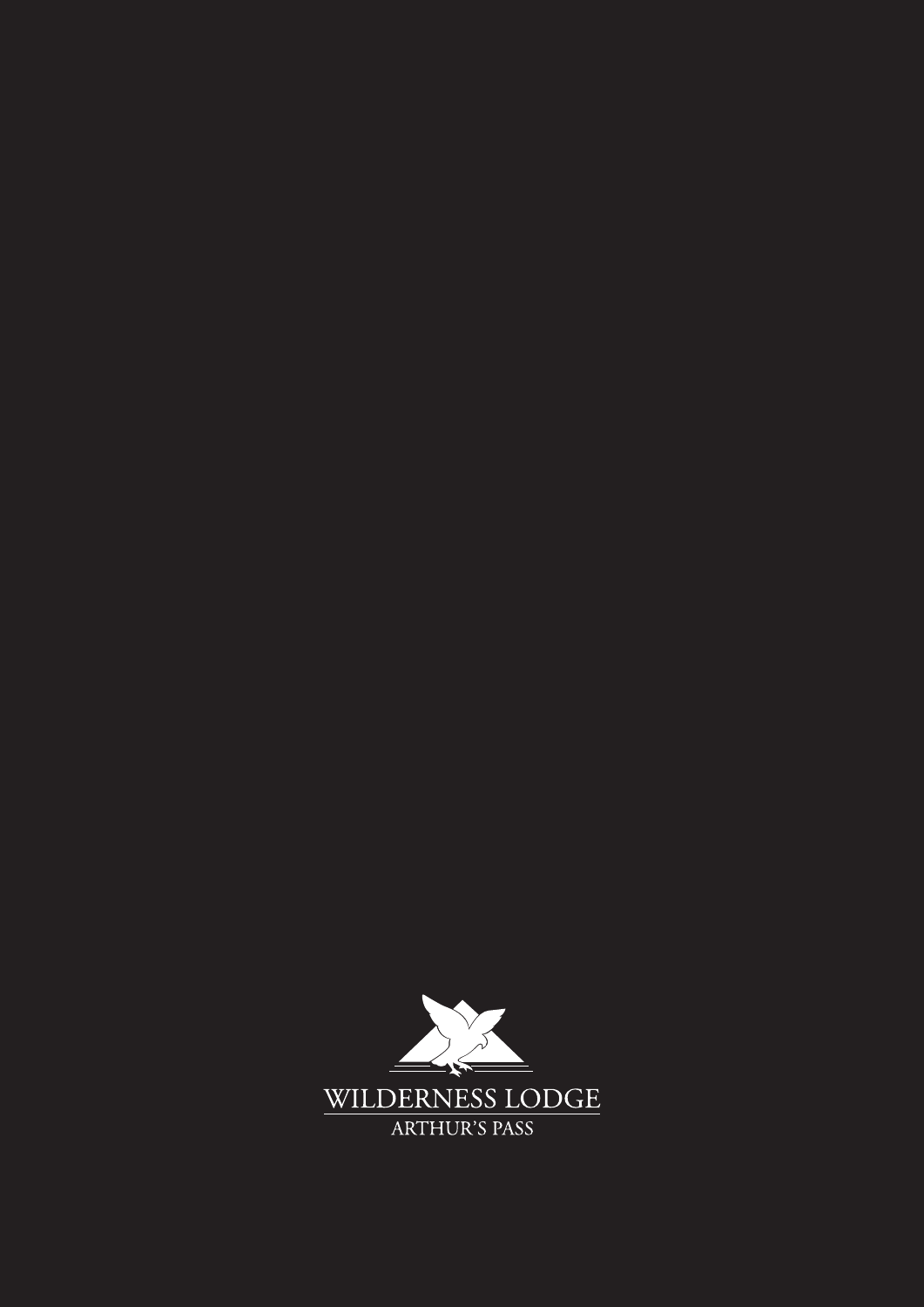WILDERNESS LODGE

ARTHUR'S PASS